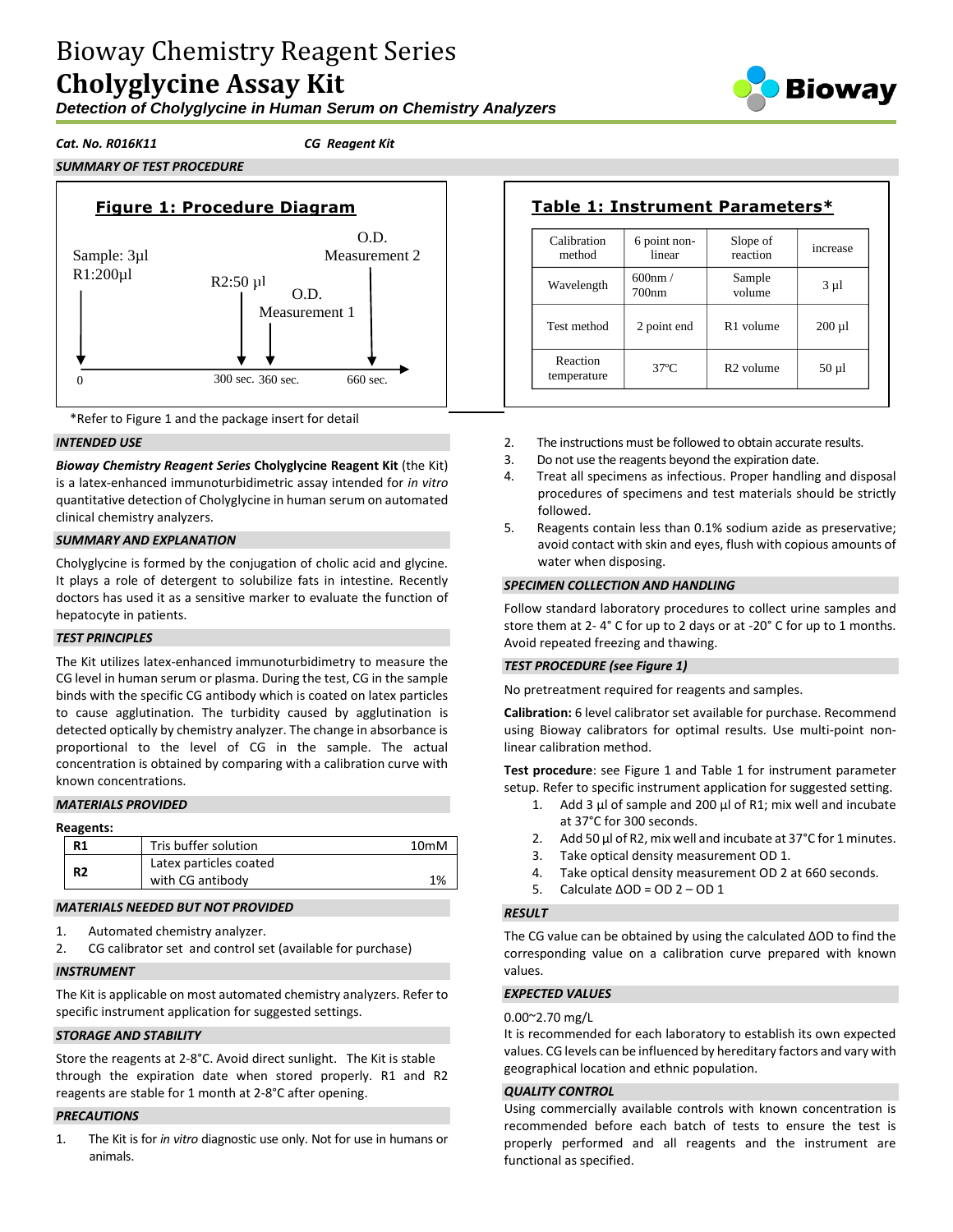# Bioway Chemistry Reagent Series

# Cholyglycine Assay Kit

***Detection of Cholyglycine in Human Serum on Chemistry Analyzers***

***Cat. No. R016K11*** ***CG Reagent Kit***

### *SUMMARY OF TEST PROCEDURE*

**Figure 1: Procedure Diagram**

Sample: 3µl
R1:200µl
R2:50 µl
O.D. Measurement 1
O.D. Measurement 2
0
300 sec. 360 sec.
660 sec.

*Refer to Figure 1 and the package insert for detail

**Table 1: Instrument Parameters***

| | | | |
|---|---|---|---|
| Calibration method | 6 point non-linear | Slope of reaction | increase |
| Wavelength | 600nm / 700nm | Sample volume | 3 µl |
| Test method | 2 point end | R1 volume | 200 µl |
| Reaction temperature | 37ºC | R2 volume | 50 µl |

### *INTENDED USE*

***Bioway Chemistry Reagent Series*** **Cholyglycine Reagent Kit** (the Kit) is a latex-enhanced immunoturbidimetric assay intended for *in vitro* quantitative detection of Cholyglycine in human serum on automated clinical chemistry analyzers.

### *SUMMARY AND EXPLANATION*

Cholyglycine is formed by the conjugation of cholic acid and glycine. It plays a role of detergent to solubilize fats in intestine. Recently doctors has used it as a sensitive marker to evaluate the function of hepatocyte in patients.

### *TEST PRINCIPLES*

The Kit utilizes latex-enhanced immunoturbidimetry to measure the CG level in human serum or plasma. During the test, CG in the sample binds with the specific CG antibody which is coated on latex particles to cause agglutination. The turbidity caused by agglutination is detected optically by chemistry analyzer. The change in absorbance is proportional to the level of CG in the sample. The actual concentration is obtained by comparing with a calibration curve with known concentrations.

### *MATERIALS PROVIDED*

**Reagents:**

| | | |
|---|---|---|
| **R1** | Tris buffer solution | 10mM |
| **R2** | Latex particles coated with CG antibody | 1% |

### *MATERIALS NEEDED BUT NOT PROVIDED*

1. Automated chemistry analyzer.
2. CG calibrator set and control set (available for purchase)

### *INSTRUMENT*

The Kit is applicable on most automated chemistry analyzers. Refer to specific instrument application for suggested settings.

### *STORAGE AND STABILITY*

Store the reagents at 2-8°C. Avoid direct sunlight. The Kit is stable through the expiration date when stored properly. R1 and R2 reagents are stable for 1 month at 2-8°C after opening.

### *PRECAUTIONS*

1. The Kit is for *in vitro* diagnostic use only. Not for use in humans or animals.
2. The instructions must be followed to obtain accurate results.
3. Do not use the reagents beyond the expiration date.
4. Treat all specimens as infectious. Proper handling and disposal procedures of specimens and test materials should be strictly followed.
5. Reagents contain less than 0.1% sodium azide as preservative; avoid contact with skin and eyes, flush with copious amounts of water when disposing.

### *SPECIMEN COLLECTION AND HANDLING*

Follow standard laboratory procedures to collect urine samples and store them at 2- 4° C for up to 2 days or at -20° C for up to 1 months. Avoid repeated freezing and thawing.

### *TEST PROCEDURE (see Figure 1)*

No pretreatment required for reagents and samples.

**Calibration:** 6 level calibrator set available for purchase. Recommend using Bioway calibrators for optimal results. Use multi-point non-linear calibration method.

**Test procedure**: see Figure 1 and Table 1 for instrument parameter setup. Refer to specific instrument application for suggested setting.

1. Add 3 µl of sample and 200 µl of R1; mix well and incubate at 37°C for 300 seconds.
2. Add 50 µl of R2, mix well and incubate at 37°C for 1 minutes.
3. Take optical density measurement OD 1.
4. Take optical density measurement OD 2 at 660 seconds.
5. Calculate ΔOD = OD 2 – OD 1

### *RESULT*

The CG value can be obtained by using the calculated ΔOD to find the corresponding value on a calibration curve prepared with known values.

### *EXPECTED VALUES*

0.00~2.70 mg/L

It is recommended for each laboratory to establish its own expected values. CG levels can be influenced by hereditary factors and vary with geographical location and ethnic population.

### *QUALITY CONTROL*

Using commercially available controls with known concentration is recommended before each batch of tests to ensure the test is properly performed and all reagents and the instrument are functional as specified.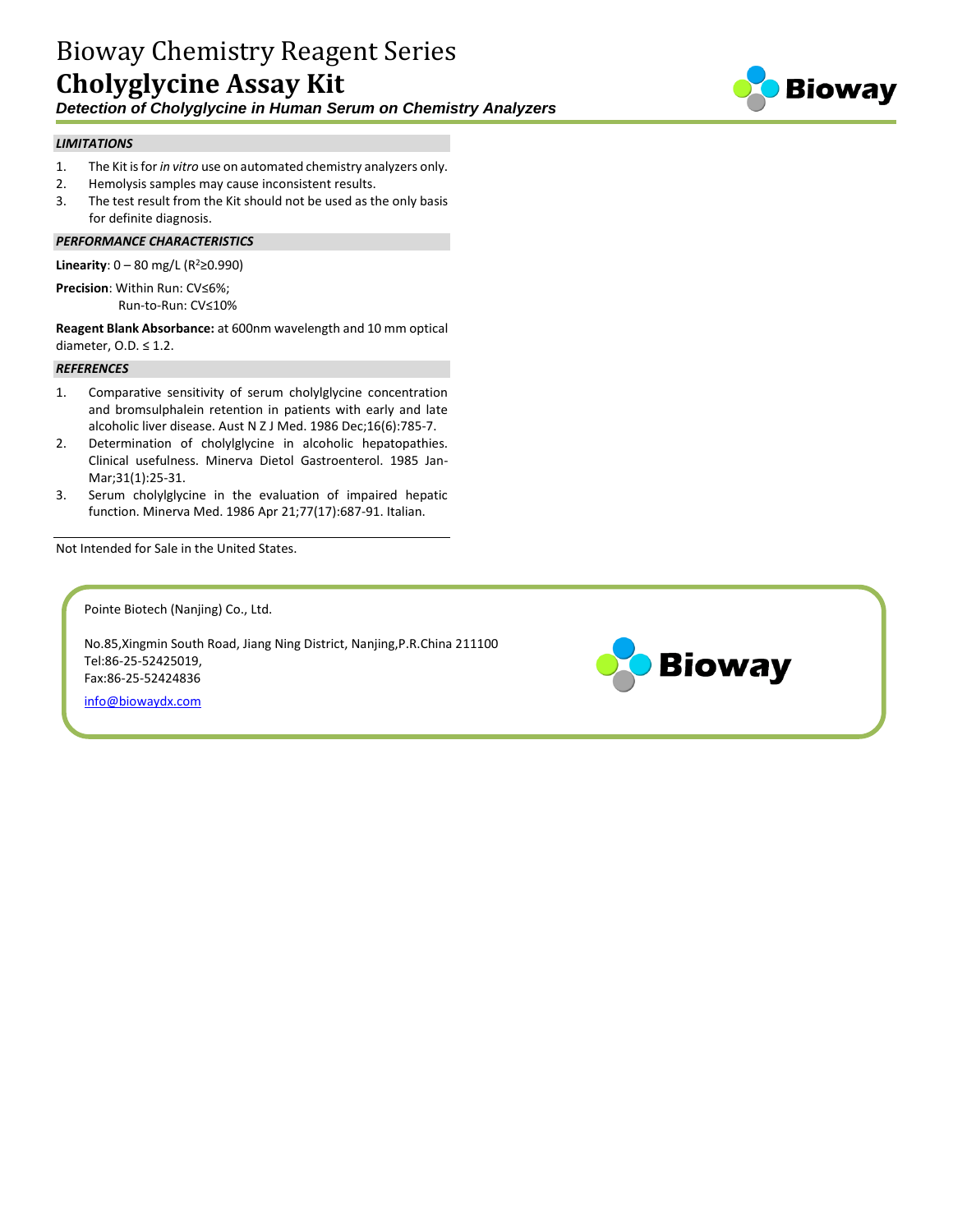# Bioway Chemistry Reagent Series

# Cholyglycine Assay Kit

***Detection of Cholyglycine in Human Serum on Chemistry Analyzers***

### *LIMITATIONS*

1. The Kit is for *in vitro* use on automated chemistry analyzers only.
2. Hemolysis samples may cause inconsistent results.
3. The test result from the Kit should not be used as the only basis for definite diagnosis.

### *PERFORMANCE CHARACTERISTICS*

**Linearity**: 0 – 80 mg/L ($R^2 \geq 0.990$)

**Precision**: Within Run: CV≤6%;
Run-to-Run: CV≤10%

**Reagent Blank Absorbance:** at 600nm wavelength and 10 mm optical diameter, O.D. ≤ 1.2.

### *REFERENCES*

1. Comparative sensitivity of serum cholylglycine concentration and bromsulphalein retention in patients with early and late alcoholic liver disease. Aust N Z J Med. 1986 Dec;16(6):785-7.
2. Determination of cholylglycine in alcoholic hepatopathies. Clinical usefulness. Minerva Dietol Gastroenterol. 1985 Jan-Mar;31(1):25-31.
3. Serum cholylglycine in the evaluation of impaired hepatic function. Minerva Med. 1986 Apr 21;77(17):687-91. Italian.

---

Not Intended for Sale in the United States.

Pointe Biotech (Nanjing) Co., Ltd.

No.85,Xingmin South Road, Jiang Ning District, Nanjing,P.R.China 211100
Tel:86-25-52425019,
Fax:86-25-52424836

info@biowaydx.com